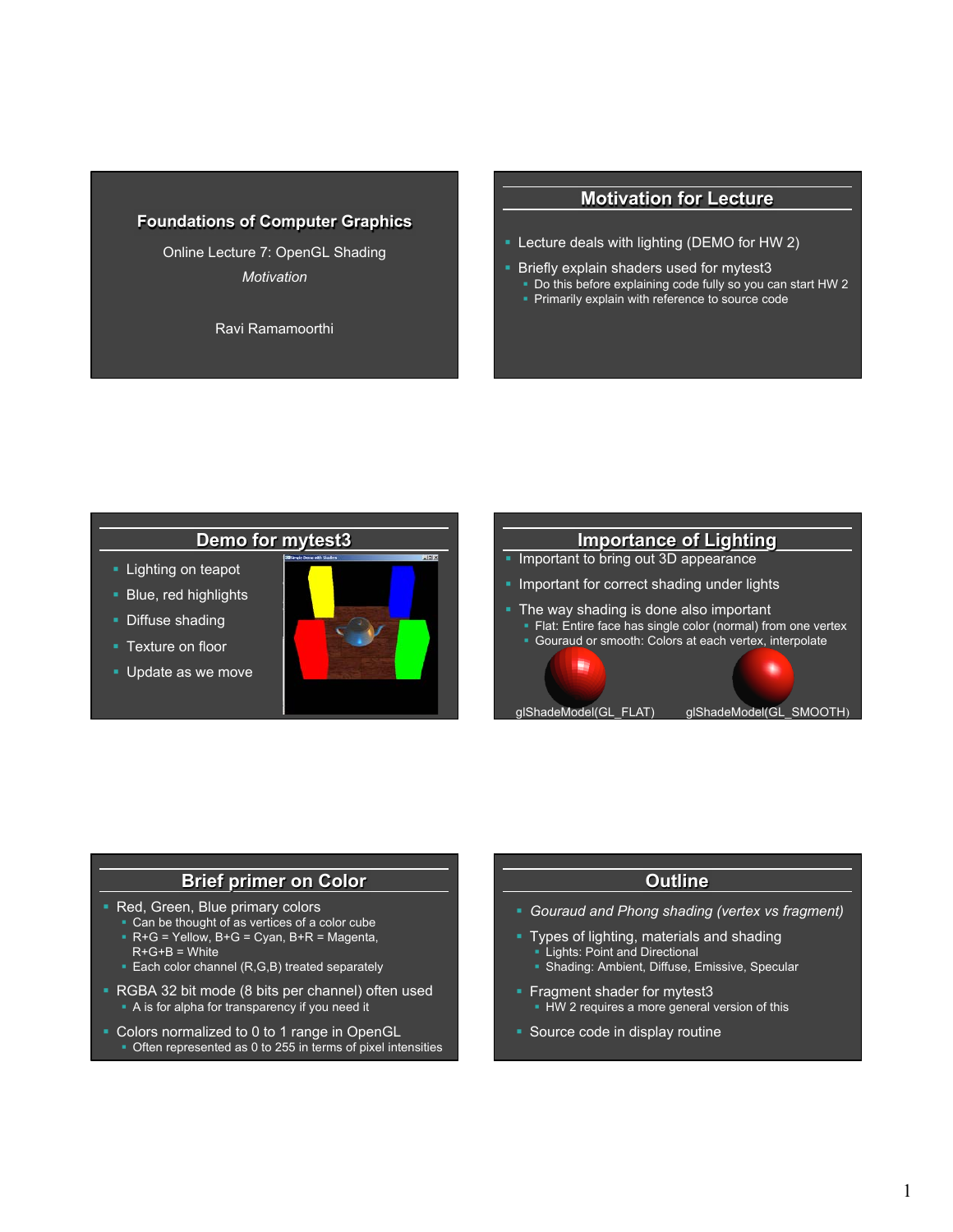## Foundations of Computer Graphics

Online Lecture 7: OpenGL Shading

*Motivation*

Ravi Ramamoorthi

## Motivation for Lecture

- Lecture deals with lighting (DEMO for HW 2)
- Briefly explain shaders used for mytest3
  - Do this before explaining code fully so you can start HW 2
  - Primarily explain with reference to source code

## Demo for mytest3

- Lighting on teapot
- Blue, red highlights
- Diffuse shading
- Texture on floor
- Update as we move

## Importance of Lighting

- Important to bring out 3D appearance
- Important for correct shading under lights
- The way shading is done also important
  - Flat: Entire face has single color (normal) from one vertex
  - Gouraud or smooth: Colors at each vertex, interpolate

glShadeModel(GL_FLAT) glShadeModel(GL_SMOOTH)

## Brief primer on Color

- Red, Green, Blue primary colors
  - Can be thought of as vertices of a color cube
  - R+G = Yellow, B+G = Cyan, B+R = Magenta, R+G+B = White
  - Each color channel (R,G,B) treated separately
- RGBA 32 bit mode (8 bits per channel) often used
  - A is for alpha for transparency if you need it
- Colors normalized to 0 to 1 range in OpenGL
  - Often represented as 0 to 255 in terms of pixel intensities

## Outline

- *Gouraud and Phong shading (vertex vs fragment)*
- Types of lighting, materials and shading
  - Lights: Point and Directional
  - Shading: Ambient, Diffuse, Emissive, Specular
- Fragment shader for mytest3
  - HW 2 requires a more general version of this
- Source code in display routine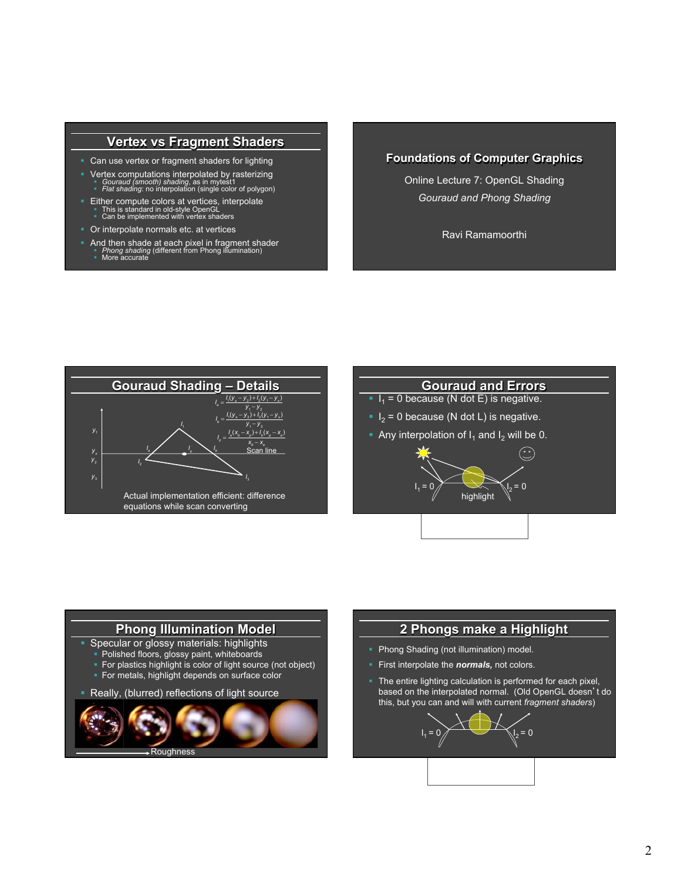## Vertex vs Fragment Shaders

- Can use vertex or fragment shaders for lighting
- Vertex computations interpolated by rasterizing
  - *Gouraud (smooth) shading*, as in mytest1
  - *Flat shading*: no interpolation (single color of polygon)
- Either compute colors at vertices, interpolate
  - This is standard in old-style OpenGL
  - Can be implemented with vertex shaders
- Or interpolate normals etc. at vertices
- And then shade at each pixel in fragment shader
  - *Phong shading* (different from Phong illumination)
  - More accurate

## Foundations of Computer Graphics

Online Lecture 7: OpenGL Shading

*Gouraud and Phong Shading*

Ravi Ramamoorthi

## Gouraud Shading – Details

$$I_a = \frac{I_1(y_s - y_2) + I_2(y_1 - y_s)}{y_1 - y_2}$$

$$I_b = \frac{I_1(y_s - y_3) + I_3(y_1 - y_s)}{y_1 - y_3}$$

$$I_p = \frac{I_a(x_b - x_p) + I_b(x_p - x_a)}{x_b - x_a}$$

Scan line

Actual implementation efficient: difference equations while scan converting

## Gouraud and Errors

- $I_1 = 0$ because (N dot E) is negative.
- $I_2 = 0$ because (N dot L) is negative.
- Any interpolation of $I_1$ and $I_2$ will be 0.

$I_1 = 0$ highlight $I_2 = 0$

## Phong Illumination Model

- Specular or glossy materials: highlights
  - Polished floors, glossy paint, whiteboards
  - For plastics highlight is color of light source (not object)
  - For metals, highlight depends on surface color
- Really, (blurred) reflections of light source

Roughness

## 2 Phongs make a Highlight

- Phong Shading (not illumination) model.
- First interpolate the ***normals,*** not colors.
- The entire lighting calculation is performed for each pixel, based on the interpolated normal. (Old OpenGL doesn't do this, but you can and will with current *fragment shaders*)

$I_1 = 0$ $I_2 = 0$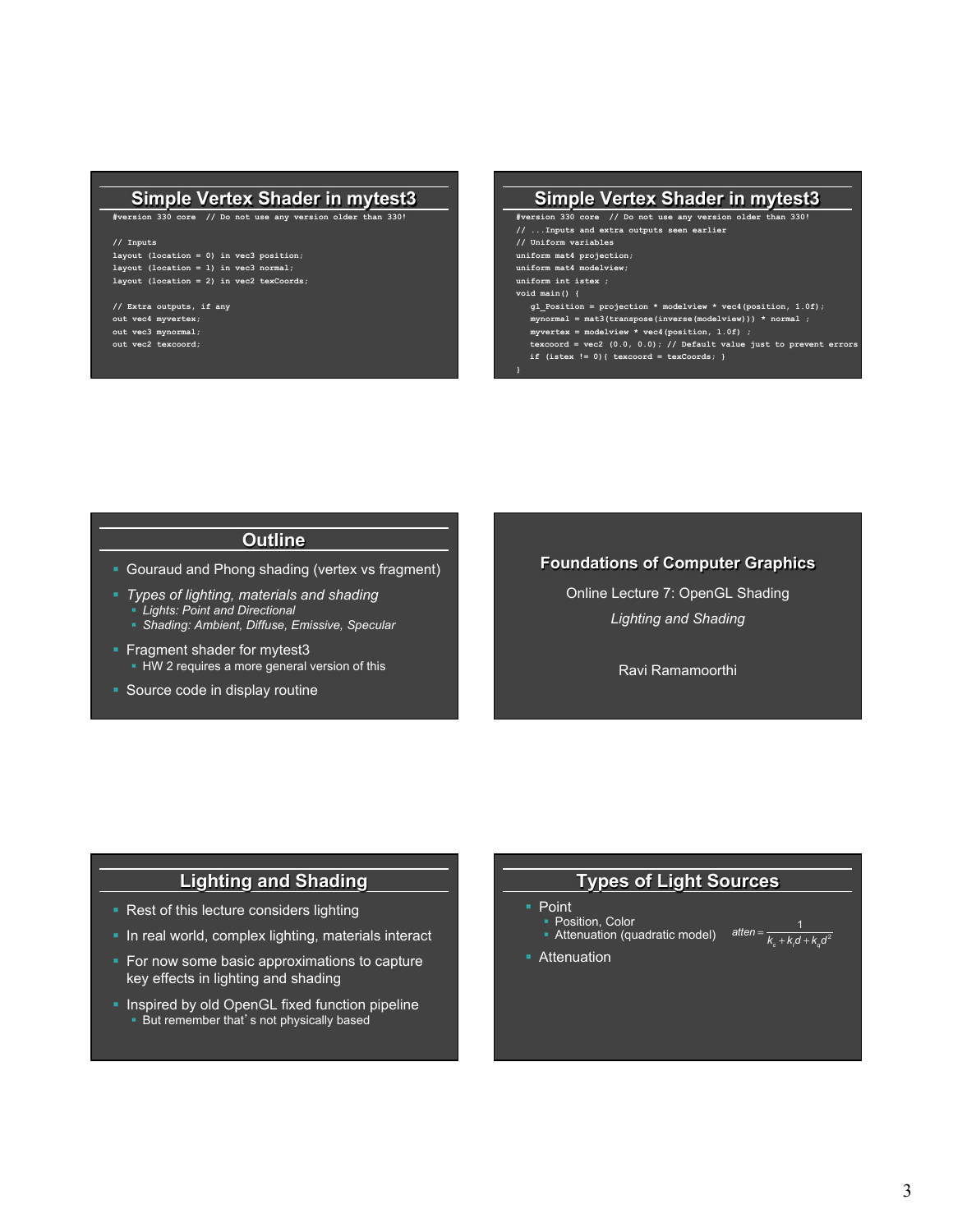## Simple Vertex Shader in mytest3

```
#version 330 core  // Do not use any version older than 330!

// Inputs
layout (location = 0) in vec3 position;
layout (location = 1) in vec3 normal;
layout (location = 2) in vec2 texCoords;

// Extra outputs, if any
out vec4 myvertex;
out vec3 mynormal;
out vec2 texcoord;
```

## Simple Vertex Shader in mytest3

```
#version 330 core  // Do not use any version older than 330!
// ...Inputs and extra outputs seen earlier
// Uniform variables
uniform mat4 projection;
uniform mat4 modelview;
uniform int istex ;
void main() {
    gl_Position = projection * modelview * vec4(position, 1.0f);
    mynormal = mat3(transpose(inverse(modelview))) * normal ;
    myvertex = modelview * vec4(position, 1.0f) ;
    texcoord = vec2 (0.0, 0.0); // Default value just to prevent errors
    if (istex != 0){ texcoord = texCoords; }
}
```

## Outline

- Gouraud and Phong shading (vertex vs fragment)
- *Types of lighting, materials and shading*
  - *Lights: Point and Directional*
  - *Shading: Ambient, Diffuse, Emissive, Specular*
- Fragment shader for mytest3
  - HW 2 requires a more general version of this
- Source code in display routine

## Foundations of Computer Graphics

Online Lecture 7: OpenGL Shading

*Lighting and Shading*

Ravi Ramamoorthi

## Lighting and Shading

- Rest of this lecture considers lighting
- In real world, complex lighting, materials interact
- For now some basic approximations to capture key effects in lighting and shading
- Inspired by old OpenGL fixed function pipeline
  - But remember that's not physically based

## Types of Light Sources

- Point
  - Position, Color
  - Attenuation (quadratic model) $atten = \frac{1}{k_c + k_l d + k_q d^2}$
- Attenuation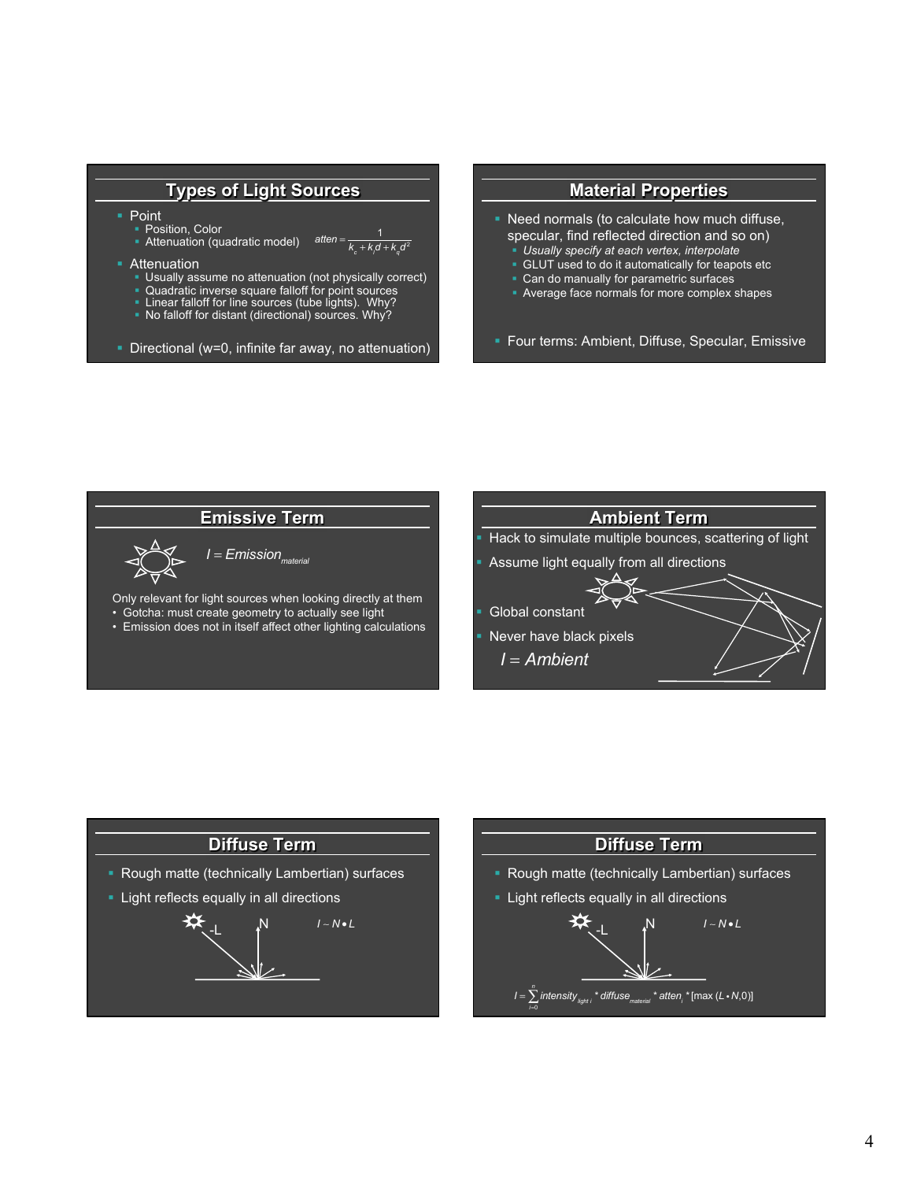## Types of Light Sources

- Point
  - Position, Color
  - Attenuation (quadratic model) $atten = \frac{1}{k_c + k_l d + k_q d^2}$
- Attenuation
  - Usually assume no attenuation (not physically correct)
  - Quadratic inverse square falloff for point sources
  - Linear falloff for line sources (tube lights). Why?
  - No falloff for distant (directional) sources. Why?
- Directional (w=0, infinite far away, no attenuation)

## Material Properties

- Need normals (to calculate how much diffuse, specular, find reflected direction and so on)
  - *Usually specify at each vertex, interpolate*
  - GLUT used to do it automatically for teapots etc
  - Can do manually for parametric surfaces
  - Average face normals for more complex shapes
- Four terms: Ambient, Diffuse, Specular, Emissive

## Emissive Term

$I = Emission_{material}$

Only relevant for light sources when looking directly at them

- Gotcha: must create geometry to actually see light
- Emission does not in itself affect other lighting calculations

## Ambient Term

- Hack to simulate multiple bounces, scattering of light
- Assume light equally from all directions
- Global constant
- Never have black pixels

$I = Ambient$

## Diffuse Term

- Rough matte (technically Lambertian) surfaces
- Light reflects equally in all directions

-L N

$I \sim N \bullet L$

## Diffuse Term

- Rough matte (technically Lambertian) surfaces
- Light reflects equally in all directions

-L N

$I \sim N \bullet L$

$$I = \sum_{i=0}^{n} intensity_{light\ i} * diffuse_{material} * atten_i * [\max(L \bullet N, 0)]$$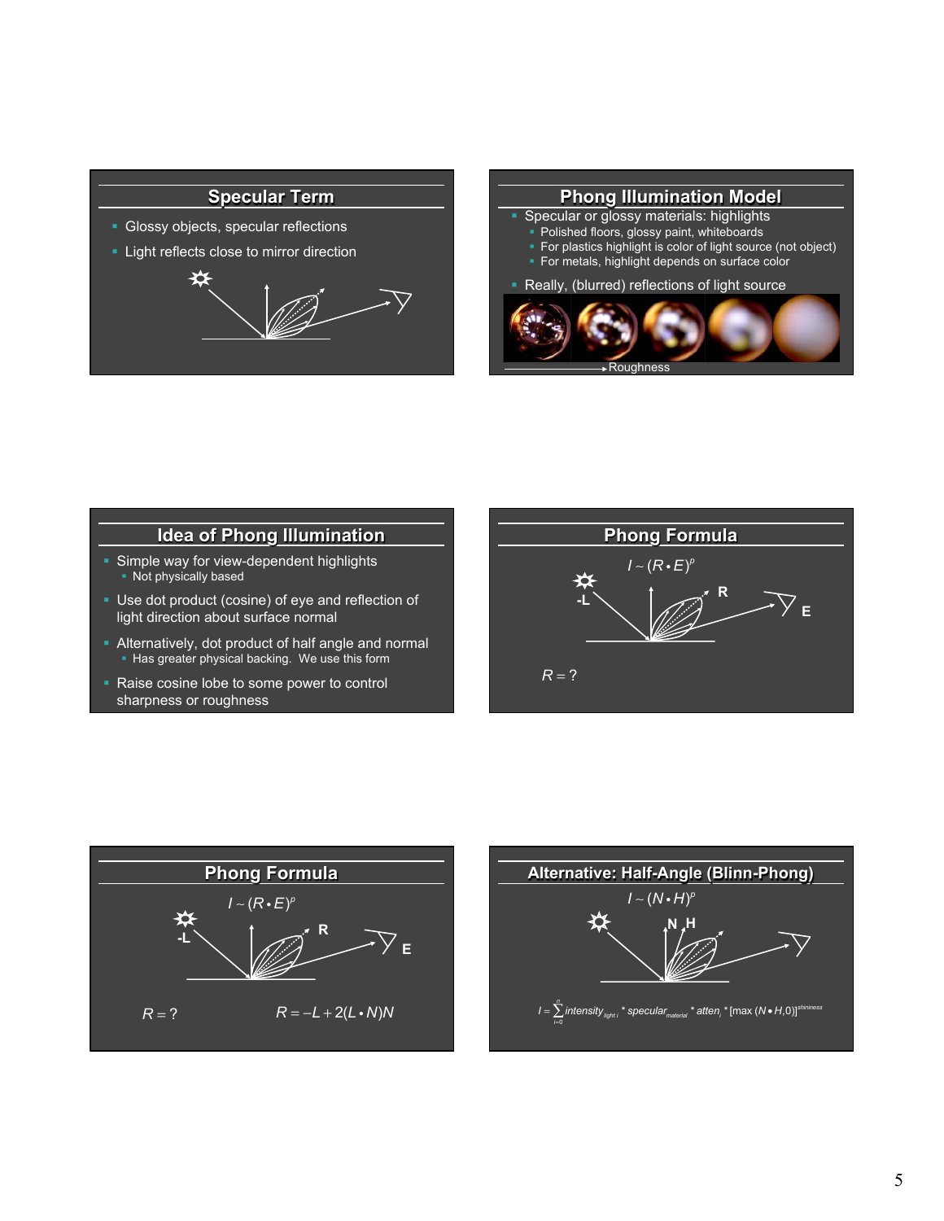## Specular Term

- Glossy objects, specular reflections
- Light reflects close to mirror direction

## Phong Illumination Model

- Specular or glossy materials: highlights
  - Polished floors, glossy paint, whiteboards
  - For plastics highlight is color of light source (not object)
  - For metals, highlight depends on surface color
- Really, (blurred) reflections of light source

Roughness

## Idea of Phong Illumination

- Simple way for view-dependent highlights
  - Not physically based
- Use dot product (cosine) of eye and reflection of light direction about surface normal
- Alternatively, dot product of half angle and normal
  - Has greater physical backing. We use this form
- Raise cosine lobe to some power to control sharpness or roughness

## Phong Formula

$$I \sim (R \cdot E)^p$$

-L, R, E

$R = ?$

## Phong Formula

$$I \sim (R \cdot E)^p$$

-L, R, E

$R = ?$

$$R = -L + 2(L \cdot N)N$$

## Alternative: Half-Angle (Blinn-Phong)

$$I \sim (N \cdot H)^p$$

N, H

$$I = \sum_{i=0}^{n} intensity_{light\ i} * specular_{material} * atten_i * [\max(N \bullet H, 0)]^{shininess}$$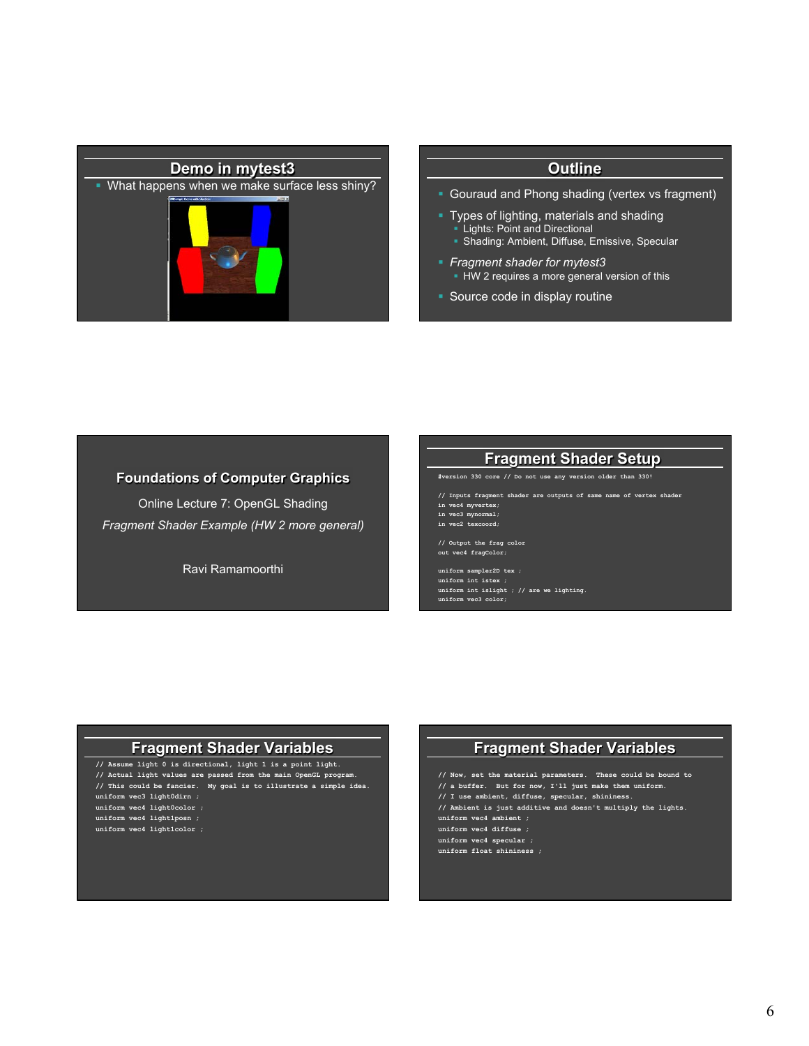## Demo in mytest3

- What happens when we make surface less shiny?

## Outline

- Gouraud and Phong shading (vertex vs fragment)
- Types of lighting, materials and shading
  - Lights: Point and Directional
  - Shading: Ambient, Diffuse, Emissive, Specular
- *Fragment shader for mytest3*
  - HW 2 requires a more general version of this
- Source code in display routine

## Foundations of Computer Graphics

Online Lecture 7: OpenGL Shading

*Fragment Shader Example (HW 2 more general)*

Ravi Ramamoorthi

## Fragment Shader Setup

```
#version 330 core // Do not use any version older than 330!

// Inputs fragment shader are outputs of same name of vertex shader
in vec4 myvertex;
in vec3 mynormal;
in vec2 texcoord;

// Output the frag color
out vec4 fragColor;

uniform sampler2D tex ;
uniform int istex ;
uniform int islight ; // are we lighting.
uniform vec3 color;
```

## Fragment Shader Variables

```
// Assume light 0 is directional, light 1 is a point light.
// Actual light values are passed from the main OpenGL program.
// This could be fancier.  My goal is to illustrate a simple idea.
uniform vec3 light0dirn ;
uniform vec4 light0color ;
uniform vec4 light1posn ;
uniform vec4 light1color ;
```

## Fragment Shader Variables

```
// Now, set the material parameters.  These could be bound to
// a buffer.  But for now, I'll just make them uniform.
// I use ambient, diffuse, specular, shininess.
// Ambient is just additive and doesn't multiply the lights.
uniform vec4 ambient ;
uniform vec4 diffuse ;
uniform vec4 specular ;
uniform float shininess ;
```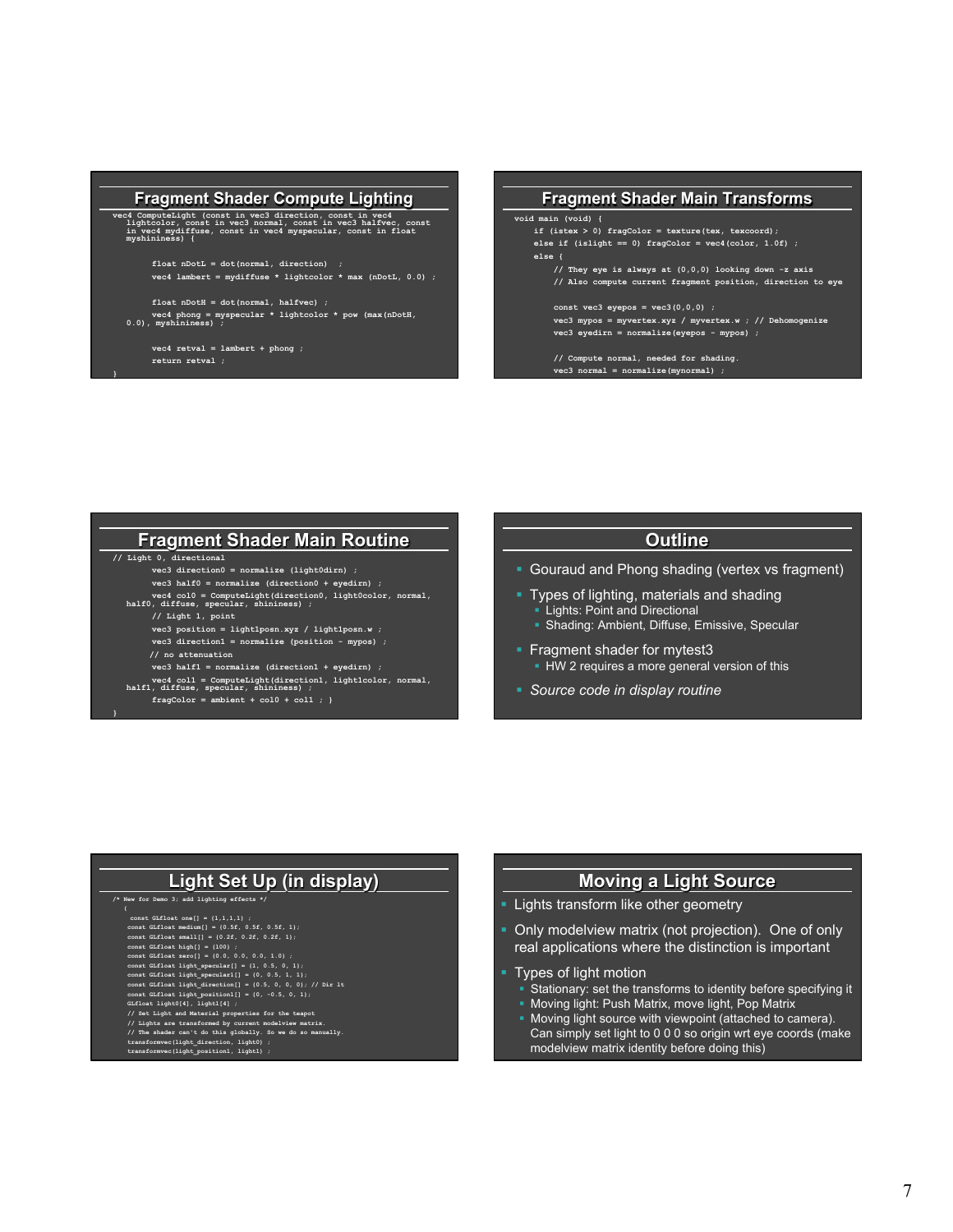## Fragment Shader Compute Lighting

```
vec4 ComputeLight (const in vec3 direction, const in vec4
    lightcolor, const in vec3 normal, const in vec3 halfvec, const
    in vec4 mydiffuse, const in vec4 myspecular, const in float
    myshininess) {

        float nDotL = dot(normal, direction)  ;
        vec4 lambert = mydiffuse * lightcolor * max (nDotL, 0.0) ;

        float nDotH = dot(normal, halfvec) ;
        vec4 phong = myspecular * lightcolor * pow (max(nDotH,
    0.0), myshininess) ;

        vec4 retval = lambert + phong ;
        return retval ;
}
```

## Fragment Shader Main Transforms

```
void main (void) {
    if (istex > 0) fragColor = texture(tex, texcoord);
    else if (islight == 0) fragColor = vec4(color, 1.0f) ;
    else {
        // They eye is always at (0,0,0) looking down -z axis
        // Also compute current fragment position, direction to eye

        const vec3 eyepos = vec3(0,0,0) ;
        vec3 mypos = myvertex.xyz / myvertex.w ; // Dehomogenize
        vec3 eyedirn = normalize(eyepos - mypos) ;

        // Compute normal, needed for shading.
        vec3 normal = normalize(mynormal) ;
```

## Fragment Shader Main Routine

```
// Light 0, directional
        vec3 direction0 = normalize (light0dirn) ;
        vec3 half0 = normalize (direction0 + eyedirn) ;
        vec4 col0 = ComputeLight(direction0, light0color, normal,
    half0, diffuse, specular, shininess) ;
        // Light 1, point
        vec3 position = light1posn.xyz / light1posn.w ;
        vec3 direction1 = normalize (position - mypos) ;
        // no attenuation
        vec3 half1 = normalize (direction1 + eyedirn) ;
        vec4 col1 = ComputeLight(direction1, light1color, normal,
    half1, diffuse, specular, shininess) ;
        fragColor = ambient + col0 + col1 ; }
}
```

## Outline

- Gouraud and Phong shading (vertex vs fragment)
- Types of lighting, materials and shading
  - Lights: Point and Directional
  - Shading: Ambient, Diffuse, Emissive, Specular
- Fragment shader for mytest3
  - HW 2 requires a more general version of this
- *Source code in display routine*

## Light Set Up (in display)

```
/* New for Demo 3; add lighting effects */
    {
     const GLfloat one[] = {1,1,1,1} ;
     const GLfloat medium[] = {0.5f, 0.5f, 0.5f, 1};
     const GLfloat small[] = {0.2f, 0.2f, 0.2f, 1};
     const GLfloat high[] = {100} ;
     const GLfloat zero[] = {0.0, 0.0, 0.0, 1.0} ;
     const GLfloat light_specular[] = {1, 0.5, 0, 1};
     const GLfloat light_specular1[] = {0, 0.5, 1, 1};
     const GLfloat light_direction[] = {0.5, 0, 0, 0}; // Dir lt
     const GLfloat light_position1[] = {0, -0.5, 0, 1};
     GLfloat light0[4], light1[4] ;
     // Set Light and Material properties for the teapot
     // Lights are transformed by current modelview matrix.
     // The shader can't do this globally. So we do so manually.
     transformvec(light_direction, light0) ;
     transformvec(light_position1, light1) ;
```

## Moving a Light Source

- Lights transform like other geometry
- Only modelview matrix (not projection). One of only real applications where the distinction is important
- Types of light motion
  - Stationary: set the transforms to identity before specifying it
  - Moving light: Push Matrix, move light, Pop Matrix
  - Moving light source with viewpoint (attached to camera). Can simply set light to 0 0 0 so origin wrt eye coords (make modelview matrix identity before doing this)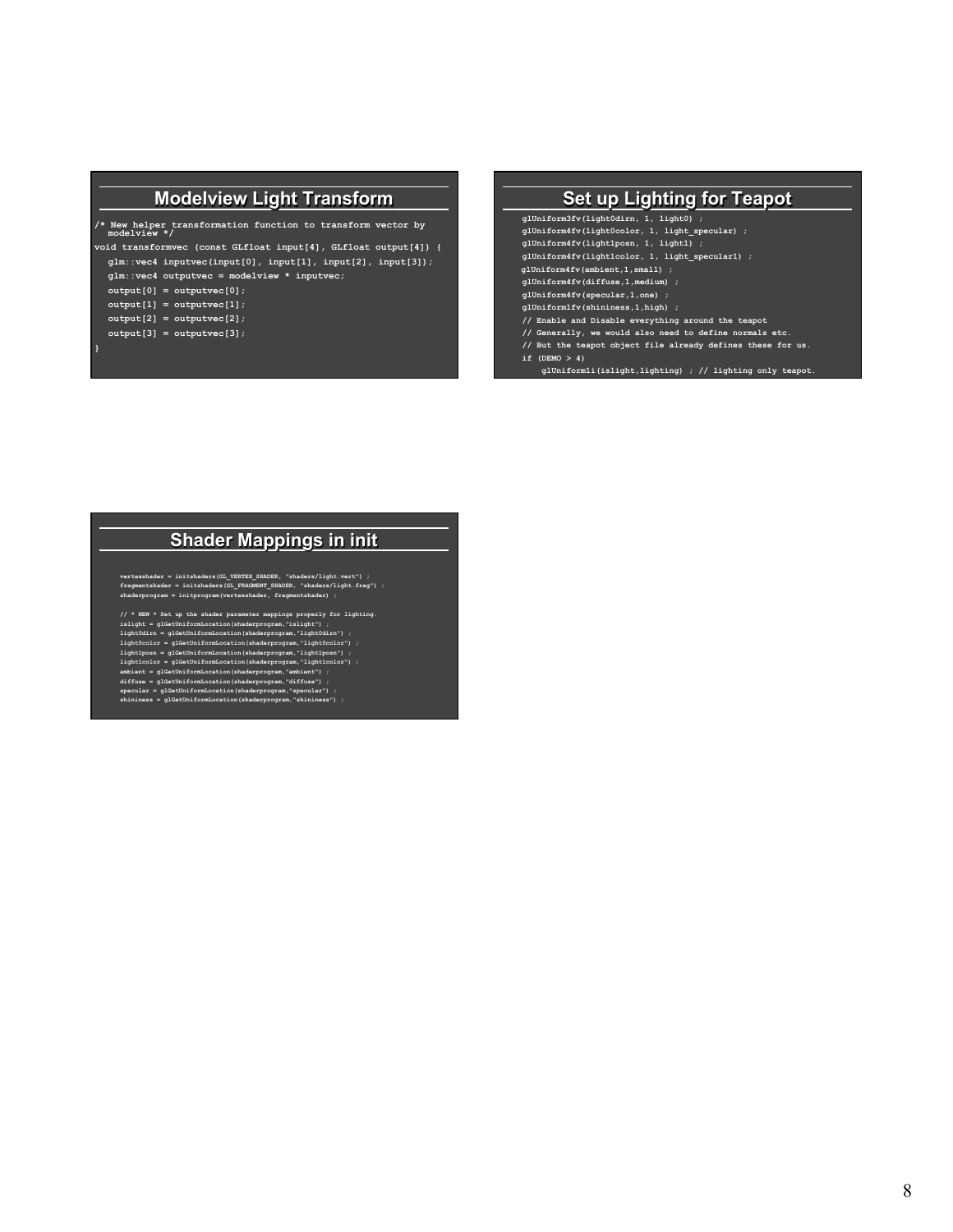## Modelview Light Transform

```
/* New helper transformation function to transform vector by
   modelview */
void transformvec (const GLfloat input[4], GLfloat output[4]) {
   glm::vec4 inputvec(input[0], input[1], input[2], input[3]);
   glm::vec4 outputvec = modelview * inputvec;
   output[0] = outputvec[0];
   output[1] = outputvec[1];
   output[2] = outputvec[2];
   output[3] = outputvec[3];
}
```

## Set up Lighting for Teapot

```
glUniform3fv(light0dirn, 1, light0) ;
glUniform4fv(light0color, 1, light_specular) ;
glUniform4fv(light1posn, 1, light1) ;
glUniform4fv(light1color, 1, light_specular1) ;
glUniform4fv(ambient,1,small) ;
glUniform4fv(diffuse,1,medium) ;
glUniform4fv(specular,1,one) ;
glUniform1fv(shininess,1,high) ;
// Enable and Disable everything around the teapot
// Generally, we would also need to define normals etc.
// But the teapot object file already defines these for us.
if (DEMO > 4)
   glUniform1i(islight,lighting) ; // lighting only teapot.
```

## Shader Mappings in init

```
vertexshader = initshaders(GL_VERTEX_SHADER, "shaders/light.vert") ;
fragmentshader = initshaders(GL_FRAGMENT_SHADER, "shaders/light.frag") ;
shaderprogram = initprogram(vertexshader, fragmentshader) ;

// * NEW * Set up the shader parameter mappings properly for lighting.
islight = glGetUniformLocation(shaderprogram,"islight") ;
light0dirn = glGetUniformLocation(shaderprogram,"light0dirn") ;
light0color = glGetUniformLocation(shaderprogram,"light0color") ;
light1posn = glGetUniformLocation(shaderprogram,"light1posn") ;
light1color = glGetUniformLocation(shaderprogram,"light1color") ;
ambient = glGetUniformLocation(shaderprogram,"ambient") ;
diffuse = glGetUniformLocation(shaderprogram,"diffuse") ;
specular = glGetUniformLocation(shaderprogram,"specular") ;
shininess = glGetUniformLocation(shaderprogram,"shininess") ;
```